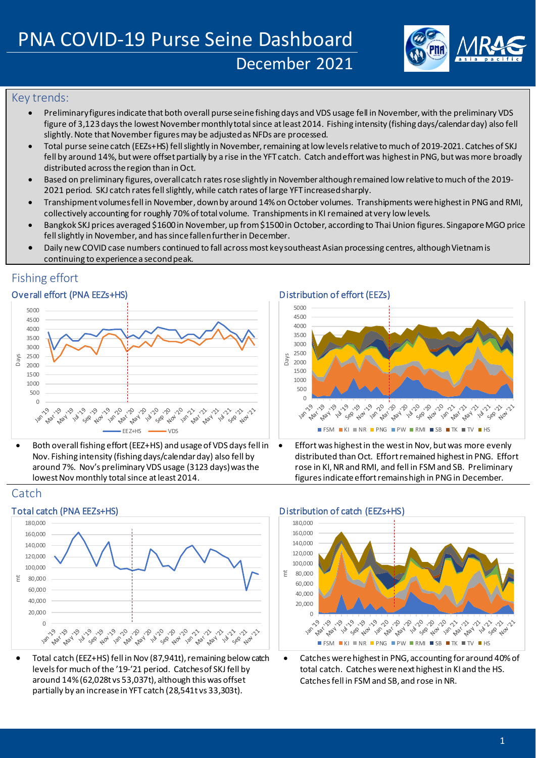# PNA COVID-19 Purse Seine Dashboard

## December 2021

### Key trends:

- Preliminary figures indicate that both overall purse seine fishing days and VDS usage fell in November, with the preliminary VDS figure of 3,123 days the lowest November monthly total since at least 2014. Fishing intensity (fishing days/calendar day) also fell slightly. Note that November figures may be adjusted as NFDs are processed.
- Total purse seine catch (EEZs+HS) fell slightly in November, remaining at low levels relative to much of 2019-2021. Catches of SKJ fell by around 14%, but were offset partially by a rise in the YFT catch. Catch and effort was highest in PNG, but was more broadly distributed across the region than in Oct.
- Based on preliminary figures, overall catch rates rose slightly in November although remained low relative to much of the 2019-2021 period. SKJ catch rates fell slightly, while catch rates of large YFT increased sharply.
- Transhipment volumes fell in November, down by around 14% on October volumes. Transhipments were highest in PNG and RMI, collectively accounting for roughly 70% of total volume. Transhipments in KI remained at very low levels.
- Bangkok SKJ prices averaged $1600 in November, up from $1500 in October, according to Thai Union figures. Singapore MGO price fell slightly in November, and has since fallen further in December.
- Daily new COVID case numbers continued to fall across most key southeast Asian processing centres, although Vietnam is continuing to experience a second peak.

## Fishing effort

### Overall effort (PNA EEZs+HS)

- Both overall fishing effort (EEZ+HS) and usage of VDS days fell in Nov. Fishing intensity (fishing days/calendar day) also fell by around 7%. Nov's preliminary VDS usage (3123 days) was the lowest Nov monthly total since at least 2014.

### Distribution of effort (EEZs)

- Effort was highest in the west in Nov, but was more evenly distributed than Oct. Effort remained highest in PNG. Effort rose in KI, NR and RMI, and fell in FSM and SB. Preliminary figures indicate effort remains high in PNG in December.

## Catch

### Total catch (PNA EEZs+HS)

- Total catch (EEZ+HS) fell in Nov (87,941t), remaining below catch levels for much of the '19-'21 period. Catches of SKJ fell by around 14% (62,028t vs 53,037t), although this was offset partially by an increase in YFT catch (28,541t vs 33,303t).

### Distribution of catch (EEZs+HS)

- Catches were highest in PNG, accounting for around 40% of total catch. Catches were next highest in KI and the HS. Catches fell in FSM and SB, and rose in NR.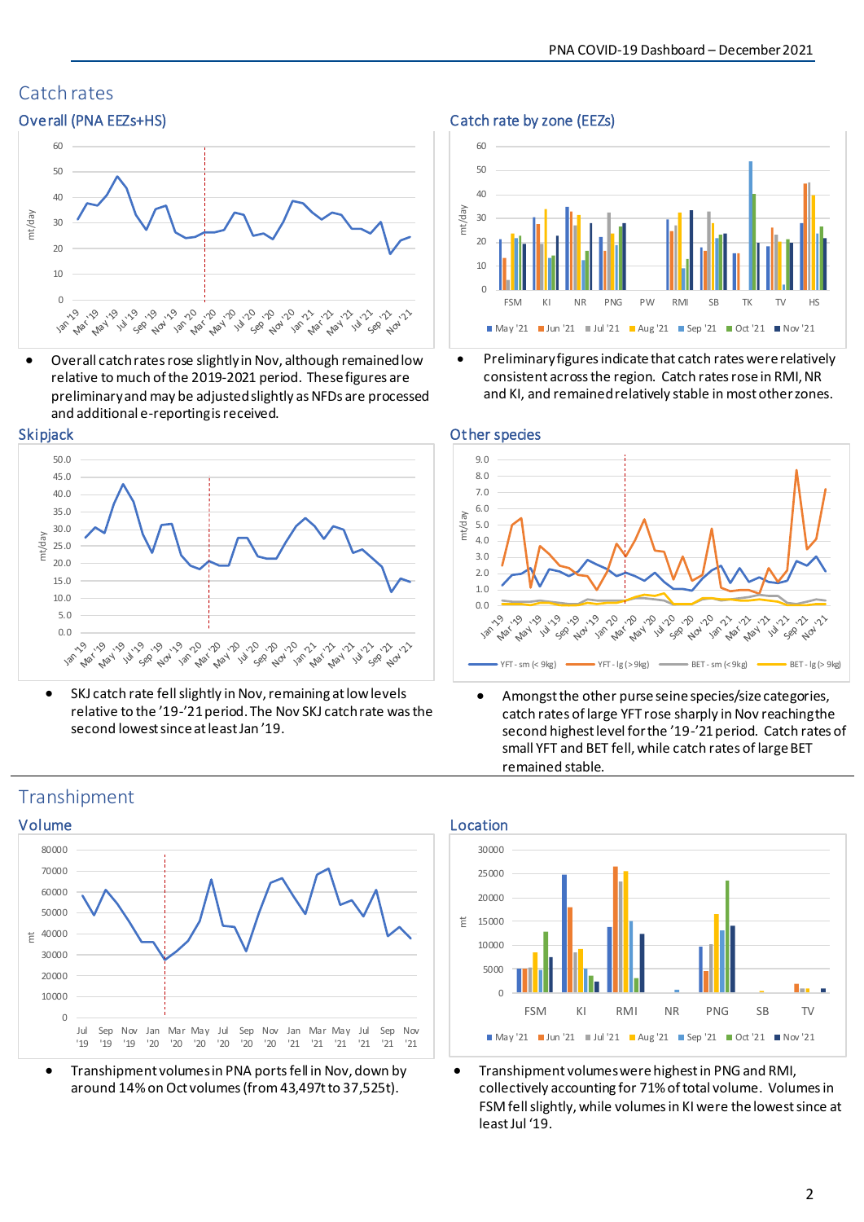# Catch rates

## Overall (PNA EEZs+HS)

mt/day
60
50
40
30
20
10
0
Jan '19, Mar '19, May '19, Jul '19, Sep '19, Nov '19, Jan '20, Mar '20, May '20, Jul '20, Sep '20, Nov '20, Jan '21, Mar '21, May '21, Jul '21, Sep '21, Nov '21

- Overall catch rates rose slightly in Nov, although remained low relative to much of the 2019-2021 period. These figures are preliminary and may be adjusted slightly as NFDs are processed and additional e-reporting is received.

## Catch rate by zone (EEZs)

mt/day
60
50
40
30
20
10
0
FSM, KI, NR, PNG, PW, RMI, SB, TK, TV, HS
May '21, Jun '21, Jul '21, Aug '21, Sep '21, Oct '21, Nov '21

- Preliminary figures indicate that catch rates were relatively consistent across the region. Catch rates rose in RMI, NR and KI, and remained relatively stable in most other zones.

## Skipjack

mt/day
50.0
45.0
40.0
35.0
30.0
25.0
20.0
15.0
10.0
5.0
0.0
Jan '19, Mar '19, May '19, Jul '19, Sep '19, Nov '19, Jan '20, Mar '20, May '20, Jul '20, Sep '20, Nov '20, Jan '21, Mar '21, May '21, Jul '21, Sep '21, Nov '21

- SKJ catch rate fell slightly in Nov, remaining at low levels relative to the '19-'21 period. The Nov SKJ catch rate was the second lowest since at least Jan '19.

## Other species

mt/day
9.0
8.0
7.0
6.0
5.0
4.0
3.0
2.0
1.0
0.0
Jan '19, Mar '19, May '19, Jul '19, Sep '19, Nov '19, Jan '20, Mar '20, May '20, Jul '20, Sep '20, Nov '20, Jan '21, Mar '21, May '21, Jul '21, Sep '21, Nov '21
YFT - sm (< 9kg), YFT - lg (> 9kg), BET - sm (<9kg), BET - lg (> 9kg)

- Amongst the other purse seine species/size categories, catch rates of large YFT rose sharply in Nov reaching the second highest level for the '19-'21 period. Catch rates of small YFT and BET fell, while catch rates of large BET remained stable.

# Transhipment

## Volume

mt
80000
70000
60000
50000
40000
30000
20000
10000
0
Jul '19, Sep '19, Nov '19, Jan '20, Mar '20, May '20, Jul '20, Sep '20, Nov '20, Jan '21, Mar '21, May '21, Jul '21, Sep '21, Nov '21

- Transhipment volumes in PNA ports fell in Nov, down by around 14% on Oct volumes (from 43,497t to 37,525t).

## Location

mt
30000
25000
20000
15000
10000
5000
0
FSM, KI, RMI, NR, PNG, SB, TV
May '21, Jun '21, Jul '21, Aug '21, Sep '21, Oct '21, Nov '21

- Transhipment volumes were highest in PNG and RMI, collectively accounting for 71% of total volume. Volumes in FSM fell slightly, while volumes in KI were the lowest since at least Jul '19.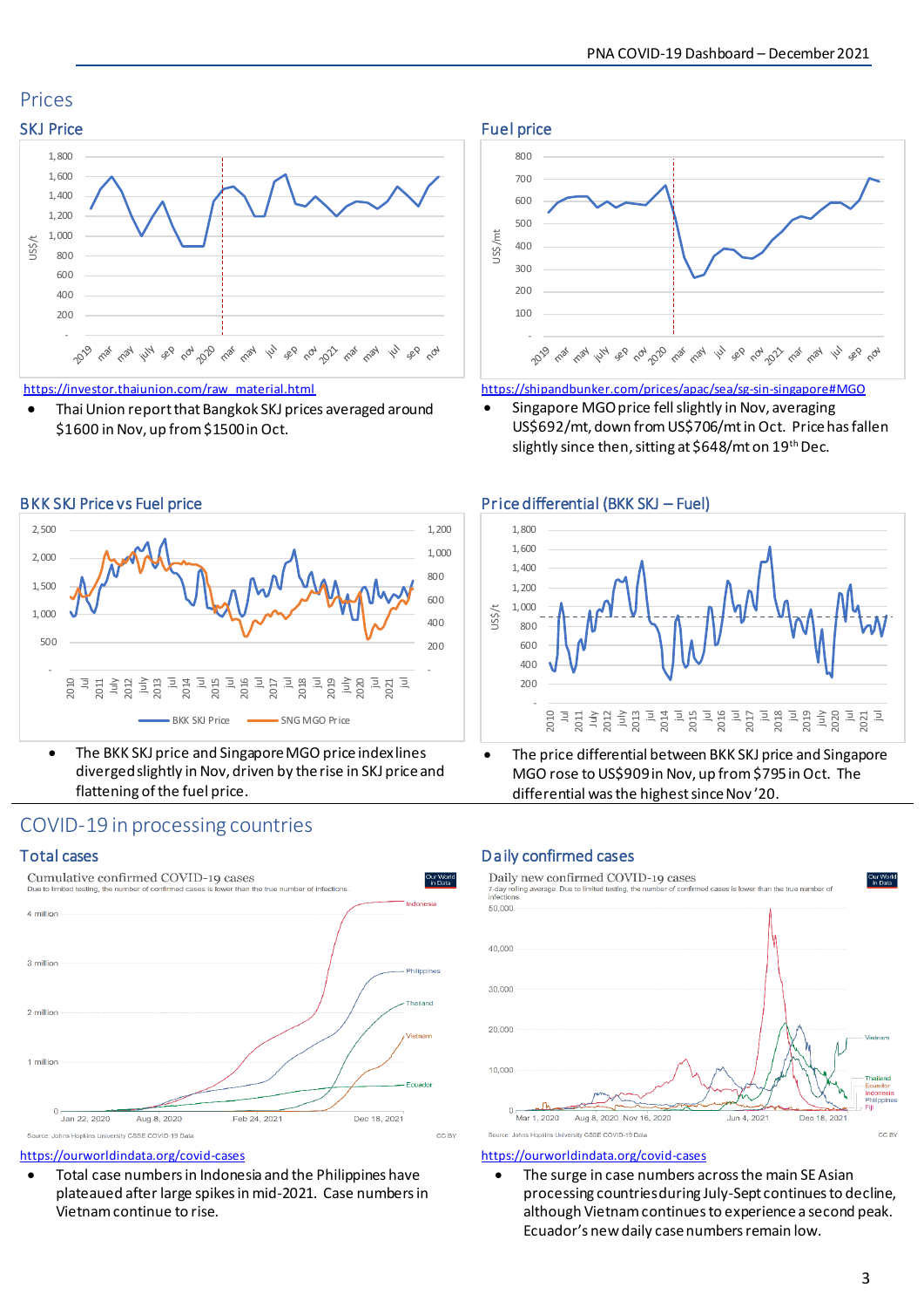# Prices

## SKJ Price

US$/t

1,800
1,600
1,400
1,200
1,000
800
600
400
200
-

2019 mar may july sep nov 2020 mar may jul sep nov 2021 mar may jul sep nov

https://investor.thaiunion.com/raw_material.html

- Thai Union report that Bangkok SKJ prices averaged around $1600 in Nov, up from $1500 in Oct.

## Fuel price

US$/mt

800
700
600
500
400
300
200
100
-

2019 mar may july sep nov 2020 mar may jul sep nov 2021 mar may jul sep nov

https://shipandbunker.com/prices/apac/sea/sg-sin-singapore#MGO

- Singapore MGO price fell slightly in Nov, averaging US$692/mt, down from US$706/mt in Oct. Price has fallen slightly since then, sitting at $648/mt on 19th Dec.

## BKK SKJ Price vs Fuel price

2,500
2,000
1,500
1,000
500
-

1,200
1,000
800
600
400
200
-

2010 jul 2011 july 2012 july 2013 jul 2014 jul 2015 jul 2016 jul 2017 jul 2018 jul 2019 july 2020 jul 2021 jul

BKK SKJ Price — SNG MGO Price

- The BKK SKJ price and Singapore MGO price index lines diverged slightly in Nov, driven by the rise in SKJ price and flattening of the fuel price.

## Price differential (BKK SKJ – Fuel)

US$/t

1,800
1,600
1,400
1,200
1,000
800
600
400
200

2010 jul 2011 July 2012 july 2013 jul 2014 jul 2015 jul 2016 jul 2017 jul 2018 jul 2019 jul 2020 jul 2021 jul

- The price differential between BKK SKJ price and Singapore MGO price rose to US$909 in Nov, up from $795 in Oct. The differential was the highest since Nov '20.

# COVID-19 in processing countries

## Total cases

Cumulative confirmed COVID-19 cases

Due to limited testing, the number of confirmed cases is lower than the true number of infections.

Our World in Data

4 million
3 million
2 million
1 million
0

Jan 22, 2020 Aug 8, 2020 Feb 24, 2021 Dec 18, 2021

Indonesia
Philippines
Thailand
Vietnam
Ecuador

Source: Johns Hopkins University CSSE COVID-19 Data CC BY

https://ourworldindata.org/covid-cases

- Total case numbers in Indonesia and the Philippines have plateaued after large spikes in mid-2021. Case numbers in Vietnam continue to rise.

## Daily confirmed cases

Daily new confirmed COVID-19 cases

7-day rolling average. Due to limited testing, the number of confirmed cases is lower than the true number of infections.

Our World in Data

50,000
40,000
30,000
20,000
10,000
0

Mar 1, 2020 Aug 8, 2020 Nov 16, 2020 Jun 4, 2021 Dec 18, 2021

Vietnam
Thailand
Ecuador
Indonesia
Philippines
Fiji

Source: Johns Hopkins University CSSE COVID-19 Data CC BY

https://ourworldindata.org/covid-cases

- The surge in case numbers across the main SE Asian processing countries during July-Sept continues to decline, although Vietnam continues to experience a second peak. Ecuador's new daily case numbers remain low.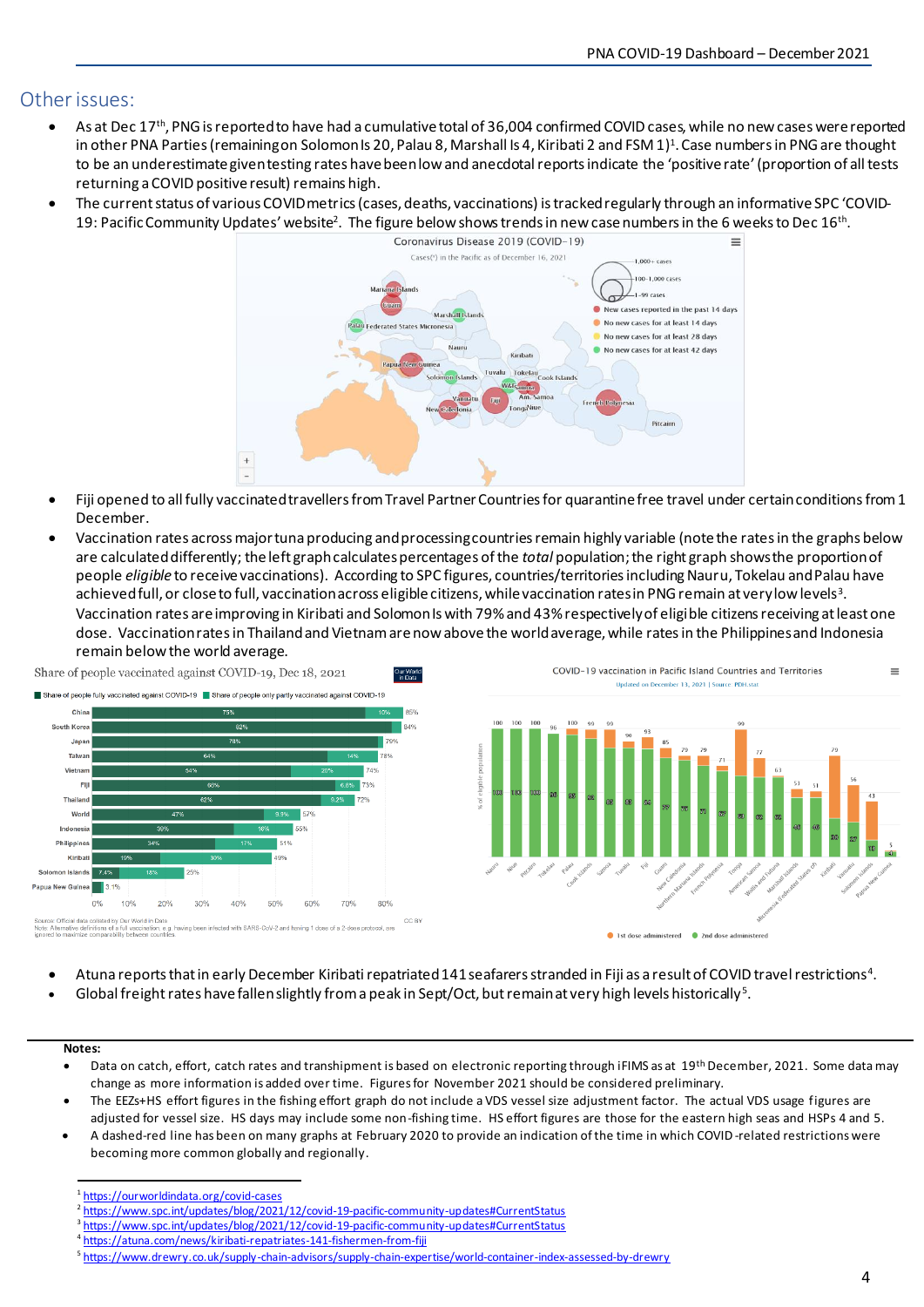## Other issues:

- As at Dec 17th, PNG is reported to have had a cumulative total of 36,004 confirmed COVID cases, while no new cases were reported in other PNA Parties (remaining on Solomon Is 20, Palau 8, Marshall Is 4, Kiribati 2 and FSM 1)[1]. Case numbers in PNG are thought to be an underestimate given testing rates have been low and anecdotal reports indicate the 'positive rate' (proportion of all tests returning a COVID positive result) remains high.
- The current status of various COVID metrics (cases, deaths, vaccinations) is tracked regularly through an informative SPC 'COVID-19: Pacific Community Updates' website[2]. The figure below shows trends in new case numbers in the 6 weeks to Dec 16th.

Coronavirus Disease 2019 (COVID-19)

Cases(*) in the Pacific as of December 16, 2021

1,000+ cases
100-1,000 cases
1-99 cases
New cases reported in the past 14 days
No new cases for at least 14 days
No new cases for at least 28 days
No new cases for at least 42 days

Mariana Islands, Guam, Marshall Islands, Palau, Federated States Micronesia, Nauru, Kiribati, Papua New Guinea, Solomon Islands, Tuvalu, Tokelau, Cook Islands, W&F, Samoa, Am. Samoa, Vanuatu, Fiji, Tonga, Niue, New Caledonia, French Polynesia, Pitcairn

- Fiji opened to all fully vaccinated travellers from Travel Partner Countries for quarantine free travel under certain conditions from 1 December.
- Vaccination rates across major tuna producing and processing countries remain highly variable (note the rates in the graphs below are calculated differently; the left graph calculates percentages of the *total* population; the right graph shows the proportion of people *eligible* to receive vaccinations). According to SPC figures, countries/territories including Nauru, Tokelau and Palau have achieved full, or close to full, vaccination across eligible citizens, while vaccination rates in PNG remain at very low levels[3]. Vaccination rates are improving in Kiribati and Solomon Is with 79% and 43% respectively of eligible citizens receiving at least one dose. Vaccination rates in Thailand and Vietnam are now above the world average, while rates in the Philippines and Indonesia remain below the world average.

Share of people vaccinated against COVID-19, Dec 18, 2021

Share of people fully vaccinated against COVID-19 | Share of people only partly vaccinated against COVID-19

China 75% 10% 85%
South Korea 82% 84%
Japan 78% 79%
Taiwan 64% 14% 78%
Vietnam 54% 20% 74%
Fiji 66% 6.8% 73%
Thailand 62% 9.2% 72%
World 47% 9.9% 57%
Indonesia 39% 16% 55%
Philippines 34% 17% 51%
Kiribati 19% 30% 49%
Solomon Islands 7.4% 18% 25%
Papua New Guinea 3.1%

0% 10% 20% 30% 40% 50% 60% 70% 80%

Source: Official data collated by Our World in Data
Note: Alternative definitions of a full vaccination, e.g. having been infected with SARS-CoV-2 and having 1 dose of a 2-dose protocol, are ignored to maximize comparability between countries.
CC BY

COVID-19 vaccination in Pacific Island Countries and Territories

Updated on December 13, 2021 | Source: PDH.stat

% of eligible population

Nauru, Niue, Pitcairn, Tokelau, Palau, Cook Islands, Samoa, Tuvalu, Fiji, Guam, New Caledonia, Northern Mariana Islands, French Polynesia, Tonga, American Samoa, Wallis and Futuna, Marshall Islands, Micronesia (Federated States of), Kiribati, Vanuatu, Solomon Islands, Papua New Guinea

1st dose administered | 2nd dose administered

- Atuna reports that in early December Kiribati repatriated 141 seafarers stranded in Fiji as a result of COVID travel restrictions[4].
- Global freight rates have fallen slightly from a peak in Sept/Oct, but remain at very high levels historically[5].

**Notes:**

- Data on catch, effort, catch rates and transhipment is based on electronic reporting through iFIMS as at 19th December, 2021. Some data may change as more information is added over time. Figures for November 2021 should be considered preliminary.
- The EEZs+HS effort figures in the fishing effort graph do not include a VDS vessel size adjustment factor. The actual VDS usage figures are adjusted for vessel size. HS days may include some non-fishing time. HS effort figures are those for the eastern high seas and HSPs 4 and 5.
- A dashed-red line has been on many graphs at February 2020 to provide an indication of the time in which COVID-related restrictions were becoming more common globally and regionally.

---

[1] https://ourworldindata.org/covid-cases
[2] https://www.spc.int/updates/blog/2021/12/covid-19-pacific-community-updates#CurrentStatus
[3] https://www.spc.int/updates/blog/2021/12/covid-19-pacific-community-updates#CurrentStatus
[4] https://atuna.com/news/kiribati-repatriates-141-fishermen-from-fiji
[5] https://www.drewry.co.uk/supply-chain-advisors/supply-chain-expertise/world-container-index-assessed-by-drewry